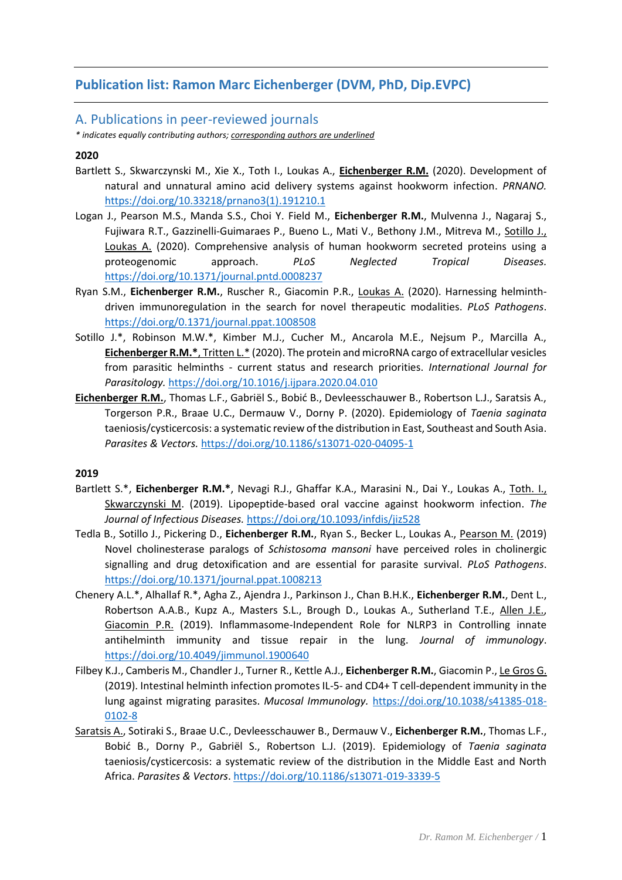## Publication list: Ramon Marc Eichenberger (DVM, PhD, Dip.EVPC)

### A. Publications in peer-reviewed journals

*\* indicates equally contributing authors; corresponding authors are underlined*

**2020**

Bartlett S., Skwarczynski M., Xie X., Toth I., Loukas A., **Eichenberger R.M.** (2020). Development of natural and unnatural amino acid delivery systems against hookworm infection. *PRNANO.* https://doi.org/10.33218/prnano3(1).191210.1

Logan J., Pearson M.S., Manda S.S., Choi Y. Field M., **Eichenberger R.M.**, Mulvenna J., Nagaraj S., Fujiwara R.T., Gazzinelli-Guimaraes P., Bueno L., Mati V., Bethony J.M., Mitreva M., Sotillo J., Loukas A. (2020). Comprehensive analysis of human hookworm secreted proteins using a proteogenomic approach. *PLoS Neglected Tropical Diseases.* https://doi.org/10.1371/journal.pntd.0008237

Ryan S.M., **Eichenberger R.M.**, Ruscher R., Giacomin P.R., Loukas A. (2020). Harnessing helminth-driven immunoregulation in the search for novel therapeutic modalities. *PLoS Pathogens*. https://doi.org/0.1371/journal.ppat.1008508

Sotillo J.\*, Robinson M.W.\*, Kimber M.J., Cucher M., Ancarola M.E., Nejsum P., Marcilla A., **Eichenberger R.M.\***, Tritten L.\* (2020). The protein and microRNA cargo of extracellular vesicles from parasitic helminths - current status and research priorities. *International Journal for Parasitology.* https://doi.org/10.1016/j.ijpara.2020.04.010

**Eichenberger R.M.**, Thomas L.F., Gabriël S., Bobić B., Devleesschauwer B., Robertson L.J., Saratsis A., Torgerson P.R., Braae U.C., Dermauw V., Dorny P. (2020). Epidemiology of *Taenia saginata* taeniosis/cysticercosis: a systematic review of the distribution in East, Southeast and South Asia. *Parasites & Vectors.* https://doi.org/10.1186/s13071-020-04095-1

**2019**

Bartlett S.\*, **Eichenberger R.M.\***, Nevagi R.J., Ghaffar K.A., Marasini N., Dai Y., Loukas A., Toth. I., Skwarczynski M. (2019). Lipopeptide-based oral vaccine against hookworm infection. *The Journal of Infectious Diseases.* https://doi.org/10.1093/infdis/jiz528

Tedla B., Sotillo J., Pickering D., **Eichenberger R.M.**, Ryan S., Becker L., Loukas A., Pearson M. (2019) Novel cholinesterase paralogs of *Schistosoma mansoni* have perceived roles in cholinergic signalling and drug detoxification and are essential for parasite survival. *PLoS Pathogens*. https://doi.org/10.1371/journal.ppat.1008213

Chenery A.L.\*, Alhallaf R.\*, Agha Z., Ajendra J., Parkinson J., Chan B.H.K., **Eichenberger R.M.**, Dent L., Robertson A.A.B., Kupz A., Masters S.L., Brough D., Loukas A., Sutherland T.E., Allen J.E., Giacomin P.R. (2019). Inflammasome-Independent Role for NLRP3 in Controlling innate antihelminth immunity and tissue repair in the lung. *Journal of immunology*. https://doi.org/10.4049/jimmunol.1900640

Filbey K.J., Camberis M., Chandler J., Turner R., Kettle A.J., **Eichenberger R.M.**, Giacomin P., Le Gros G. (2019). Intestinal helminth infection promotes IL-5- and CD4+ T cell-dependent immunity in the lung against migrating parasites. *Mucosal Immunology.* https://doi.org/10.1038/s41385-018-0102-8

Saratsis A., Sotiraki S., Braae U.C., Devleesschauwer B., Dermauw V., **Eichenberger R.M.**, Thomas L.F., Bobić B., Dorny P., Gabriël S., Robertson L.J. (2019). Epidemiology of *Taenia saginata* taeniosis/cysticercosis: a systematic review of the distribution in the Middle East and North Africa. *Parasites & Vectors*. https://doi.org/10.1186/s13071-019-3339-5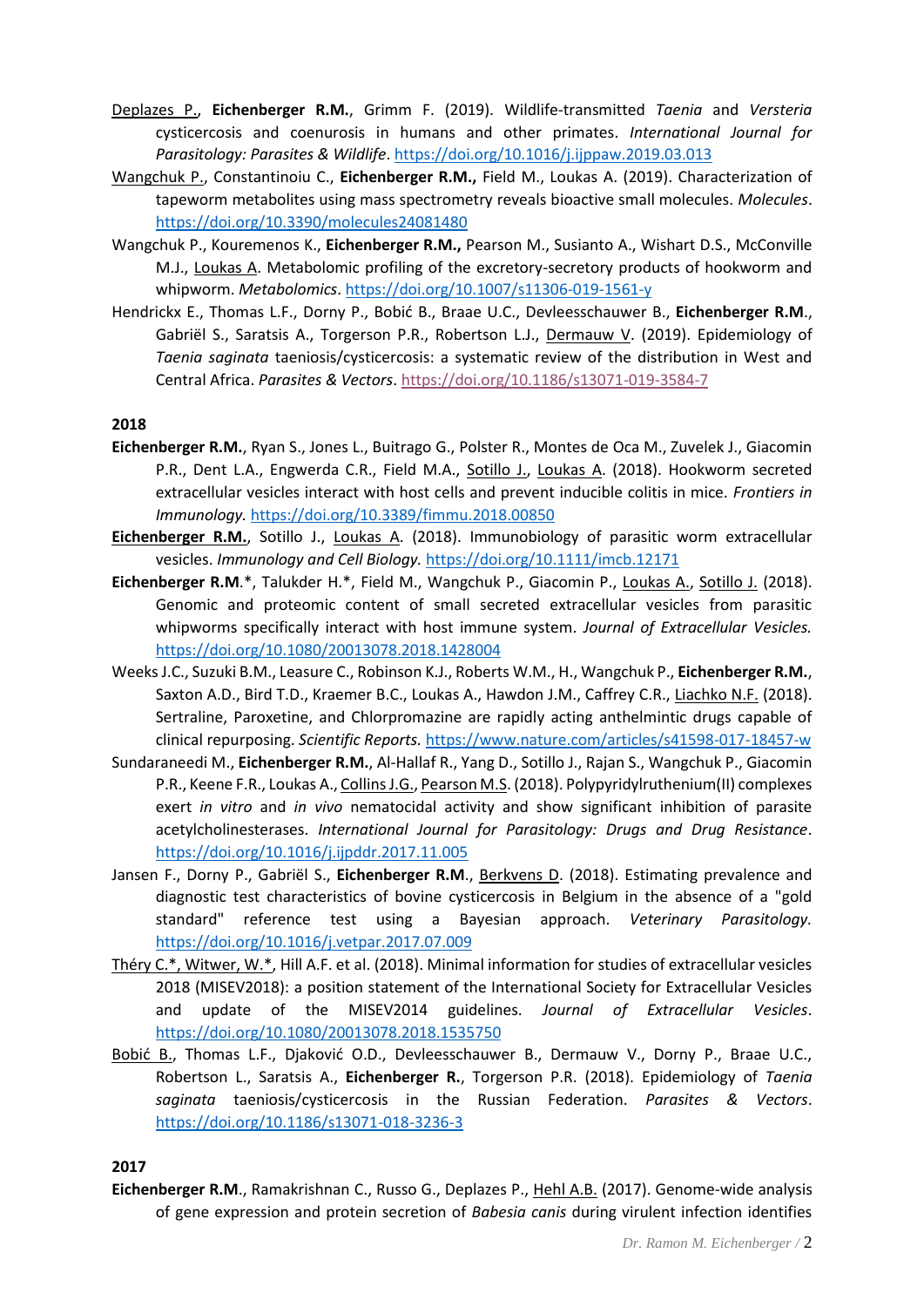<u>Deplazes P.</u>, **Eichenberger R.M.**, Grimm F. (2019). Wildlife-transmitted *Taenia* and *Versteria* cysticercosis and coenurosis in humans and other primates. *International Journal for Parasitology: Parasites & Wildlife*. https://doi.org/10.1016/j.ijppaw.2019.03.013

<u>Wangchuk P.</u>, Constantinoiu C., **Eichenberger R.M.**, Field M., Loukas A. (2019). Characterization of tapeworm metabolites using mass spectrometry reveals bioactive small molecules. *Molecules*. https://doi.org/10.3390/molecules24081480

Wangchuk P., Kouremenos K., **Eichenberger R.M.**, Pearson M., Susianto A., Wishart D.S., McConville M.J., <u>Loukas A</u>. Metabolomic profiling of the excretory-secretory products of hookworm and whipworm. *Metabolomics*. https://doi.org/10.1007/s11306-019-1561-y

Hendrickx E., Thomas L.F., Dorny P., Bobić B., Braae U.C., Devleesschauwer B., **Eichenberger R.M.**, Gabriël S., Saratsis A., Torgerson P.R., Robertson L.J., <u>Dermauw V</u>. (2019). Epidemiology of *Taenia saginata* taeniosis/cysticercosis: a systematic review of the distribution in West and Central Africa. *Parasites & Vectors*. https://doi.org/10.1186/s13071-019-3584-7

## 2018

**Eichenberger R.M.**, Ryan S., Jones L., Buitrago G., Polster R., Montes de Oca M., Zuvelek J., Giacomin P.R., Dent L.A., Engwerda C.R., Field M.A., <u>Sotillo J.</u>, <u>Loukas A</u>. (2018). Hookworm secreted extracellular vesicles interact with host cells and prevent inducible colitis in mice. *Frontiers in Immunology.* https://doi.org/10.3389/fimmu.2018.00850

<u>**Eichenberger R.M.**</u>, Sotillo J., <u>Loukas A</u>. (2018). Immunobiology of parasitic worm extracellular vesicles. *Immunology and Cell Biology.* https://doi.org/10.1111/imcb.12171

**Eichenberger R.M**.*, Talukder H.*, Field M., Wangchuk P., Giacomin P., <u>Loukas A.</u>, <u>Sotillo J.</u> (2018). Genomic and proteomic content of small secreted extracellular vesicles from parasitic whipworms specifically interact with host immune system. *Journal of Extracellular Vesicles.* https://doi.org/10.1080/20013078.2018.1428004

Weeks J.C., Suzuki B.M., Leasure C., Robinson K.J., Roberts W.M., H., Wangchuk P., **Eichenberger R.M.**, Saxton A.D., Bird T.D., Kraemer B.C., Loukas A., Hawdon J.M., Caffrey C.R., <u>Liachko N.F.</u> (2018). Sertraline, Paroxetine, and Chlorpromazine are rapidly acting anthelmintic drugs capable of clinical repurposing. *Scientific Reports.* https://www.nature.com/articles/s41598-017-18457-w

Sundaraneedi M., **Eichenberger R.M.**, Al-Hallaf R., Yang D., Sotillo J., Rajan S., Wangchuk P., Giacomin P.R., Keene F.R., Loukas A., <u>Collins J.G.</u>, <u>Pearson M.S</u>. (2018). Polypyridylruthenium(II) complexes exert *in vitro* and *in vivo* nematocidal activity and show significant inhibition of parasite acetylcholinesterases. *International Journal for Parasitology: Drugs and Drug Resistance*. https://doi.org/10.1016/j.ijpddr.2017.11.005

Jansen F., Dorny P., Gabriël S., **Eichenberger R.M**., <u>Berkvens D</u>. (2018). Estimating prevalence and diagnostic test characteristics of bovine cysticercosis in Belgium in the absence of a "gold standard" reference test using a Bayesian approach. *Veterinary Parasitology.* https://doi.org/10.1016/j.vetpar.2017.07.009

<u>Théry C.*, Witwer, W.*</u>, Hill A.F. et al. (2018). Minimal information for studies of extracellular vesicles 2018 (MISEV2018): a position statement of the International Society for Extracellular Vesicles and update of the MISEV2014 guidelines. *Journal of Extracellular Vesicles*. https://doi.org/10.1080/20013078.2018.1535750

<u>Bobić B.</u>, Thomas L.F., Djaković O.D., Devleesschauwer B., Dermauw V., Dorny P., Braae U.C., Robertson L., Saratsis A., **Eichenberger R.**, Torgerson P.R. (2018). Epidemiology of *Taenia saginata* taeniosis/cysticercosis in the Russian Federation. *Parasites & Vectors*. https://doi.org/10.1186/s13071-018-3236-3

## 2017

**Eichenberger R.M**., Ramakrishnan C., Russo G., Deplazes P., <u>Hehl A.B.</u> (2017). Genome-wide analysis of gene expression and protein secretion of *Babesia canis* during virulent infection identifies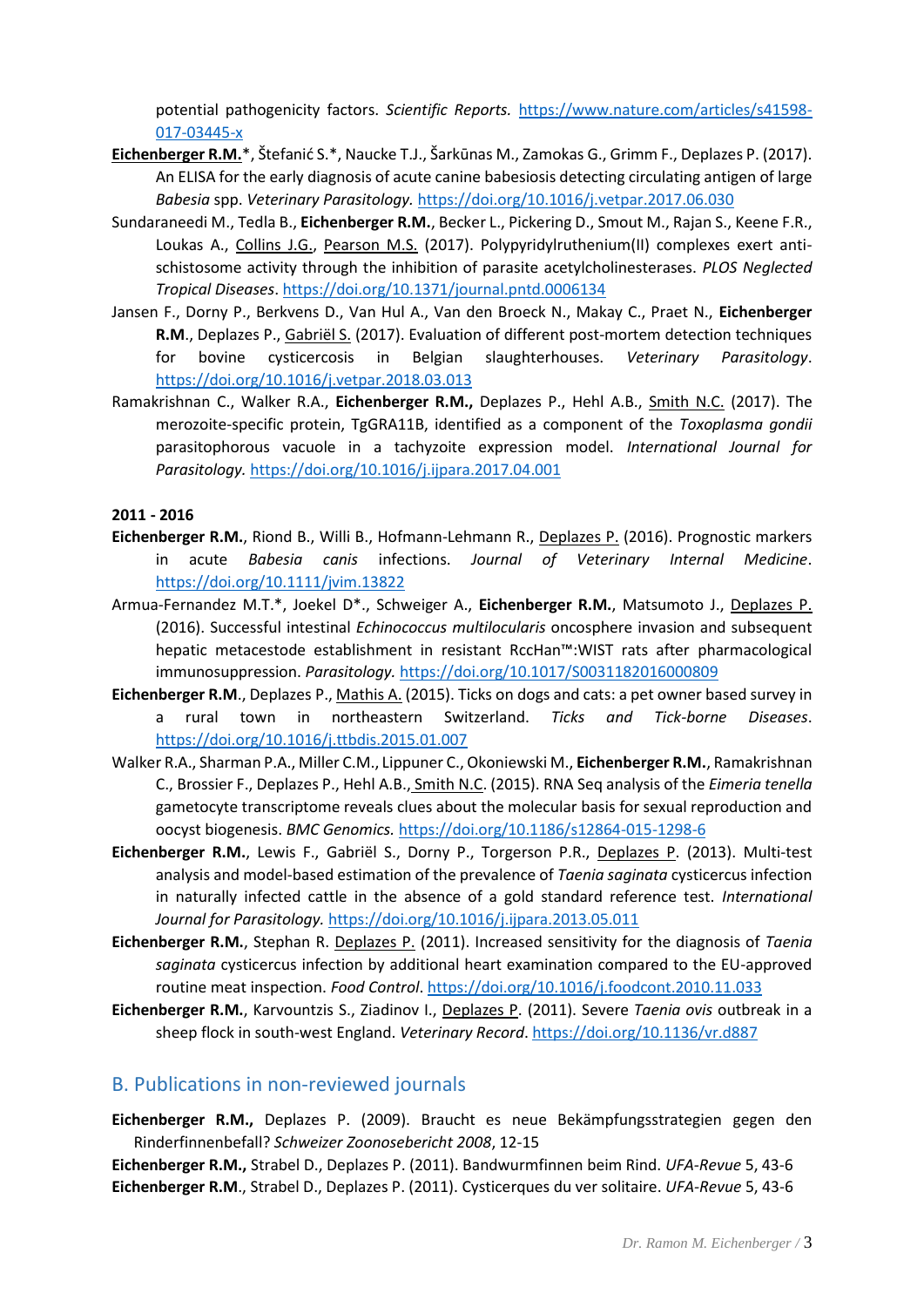potential pathogenicity factors. *Scientific Reports.* https://www.nature.com/articles/s41598-017-03445-x

**Eichenberger R.M.**\*, Štefanić S.\*, Naucke T.J., Šarkūnas M., Zamokas G., Grimm F., Deplazes P. (2017). An ELISA for the early diagnosis of acute canine babesiosis detecting circulating antigen of large *Babesia* spp. *Veterinary Parasitology.* https://doi.org/10.1016/j.vetpar.2017.06.030

Sundaraneedi M., Tedla B., **Eichenberger R.M.**, Becker L., Pickering D., Smout M., Rajan S., Keene F.R., Loukas A., Collins J.G., Pearson M.S. (2017). Polypyridylruthenium(II) complexes exert anti-schistosome activity through the inhibition of parasite acetylcholinesterases. *PLOS Neglected Tropical Diseases*. https://doi.org/10.1371/journal.pntd.0006134

Jansen F., Dorny P., Berkvens D., Van Hul A., Van den Broeck N., Makay C., Praet N., **Eichenberger R.M.**, Deplazes P., Gabriël S. (2017). Evaluation of different post-mortem detection techniques for bovine cysticercosis in Belgian slaughterhouses. *Veterinary Parasitology*. https://doi.org/10.1016/j.vetpar.2018.03.013

Ramakrishnan C., Walker R.A., **Eichenberger R.M.,** Deplazes P., Hehl A.B., Smith N.C. (2017). The merozoite-specific protein, TgGRA11B, identified as a component of the *Toxoplasma gondii* parasitophorous vacuole in a tachyzoite expression model. *International Journal for Parasitology.* https://doi.org/10.1016/j.ijpara.2017.04.001

**2011 - 2016**

**Eichenberger R.M.**, Riond B., Willi B., Hofmann-Lehmann R., Deplazes P. (2016). Prognostic markers in acute *Babesia canis* infections. *Journal of Veterinary Internal Medicine*. https://doi.org/10.1111/jvim.13822

Armua-Fernandez M.T.\*, Joekel D\*., Schweiger A., **Eichenberger R.M.**, Matsumoto J., Deplazes P. (2016). Successful intestinal *Echinococcus multilocularis* oncosphere invasion and subsequent hepatic metacestode establishment in resistant RccHan™:WIST rats after pharmacological immunosuppression. *Parasitology.* https://doi.org/10.1017/S0031182016000809

**Eichenberger R.M**., Deplazes P., Mathis A. (2015). Ticks on dogs and cats: a pet owner based survey in a rural town in northeastern Switzerland. *Ticks and Tick-borne Diseases*. https://doi.org/10.1016/j.ttbdis.2015.01.007

Walker R.A., Sharman P.A., Miller C.M., Lippuner C., Okoniewski M., **Eichenberger R.M.**, Ramakrishnan C., Brossier F., Deplazes P., Hehl A.B., Smith N.C. (2015). RNA Seq analysis of the *Eimeria tenella* gametocyte transcriptome reveals clues about the molecular basis for sexual reproduction and oocyst biogenesis. *BMC Genomics.* https://doi.org/10.1186/s12864-015-1298-6

**Eichenberger R.M.**, Lewis F., Gabriël S., Dorny P., Torgerson P.R., Deplazes P. (2013). Multi-test analysis and model-based estimation of the prevalence of *Taenia saginata* cysticercus infection in naturally infected cattle in the absence of a gold standard reference test. *International Journal for Parasitology.* https://doi.org/10.1016/j.ijpara.2013.05.011

**Eichenberger R.M.**, Stephan R. Deplazes P. (2011). Increased sensitivity for the diagnosis of *Taenia saginata* cysticercus infection by additional heart examination compared to the EU-approved routine meat inspection. *Food Control*. https://doi.org/10.1016/j.foodcont.2010.11.033

**Eichenberger R.M.**, Karvountzis S., Ziadinov I., Deplazes P. (2011). Severe *Taenia ovis* outbreak in a sheep flock in south-west England. *Veterinary Record*. https://doi.org/10.1136/vr.d887

## B. Publications in non-reviewed journals

**Eichenberger R.M.,** Deplazes P. (2009). Braucht es neue Bekämpfungsstrategien gegen den Rinderfinnenbefall? *Schweizer Zoonosebericht 2008*, 12-15

**Eichenberger R.M.,** Strabel D., Deplazes P. (2011). Bandwurmfinnen beim Rind. *UFA-Revue* 5, 43-6

**Eichenberger R.M**., Strabel D., Deplazes P. (2011). Cysticerques du ver solitaire. *UFA-Revue* 5, 43-6